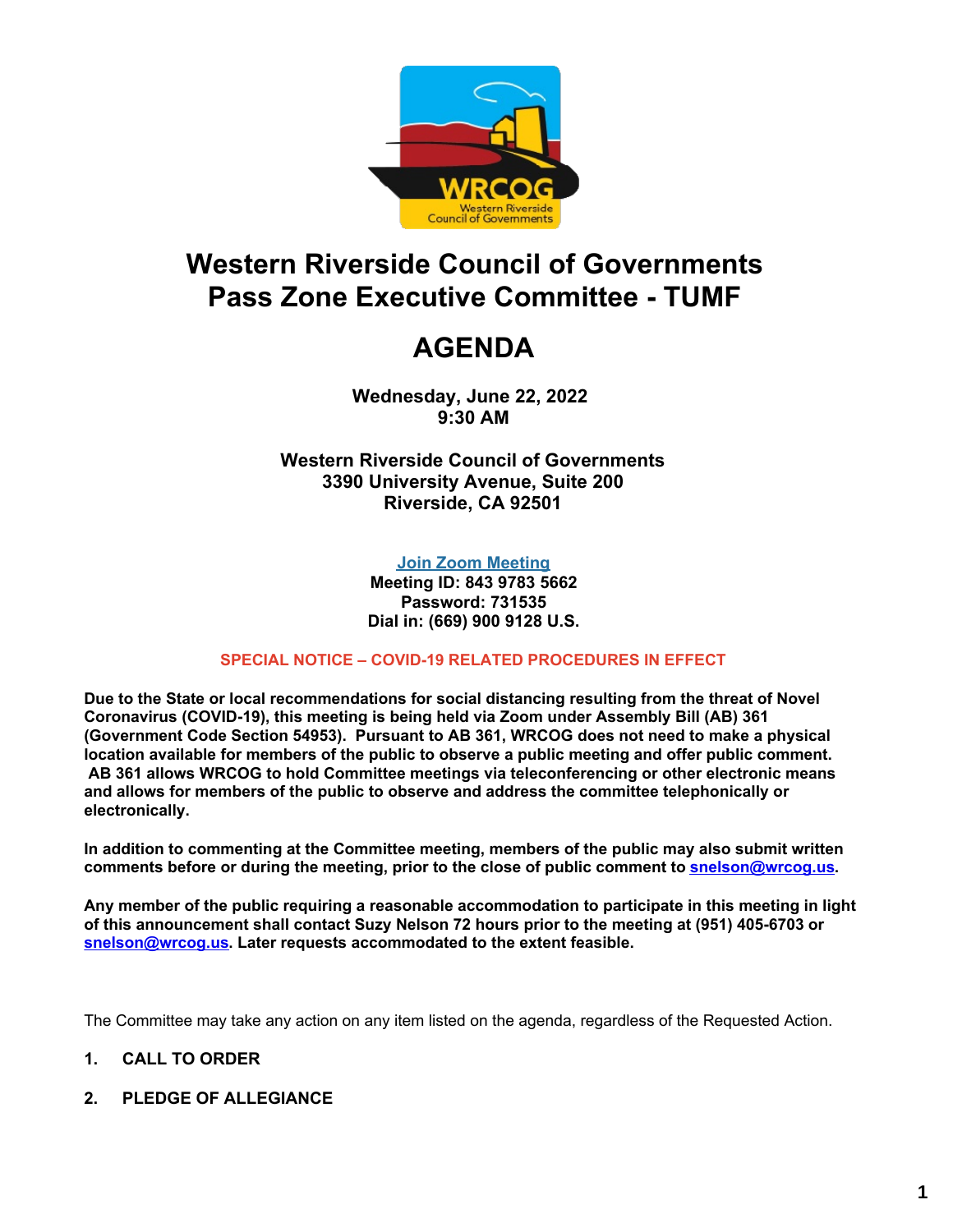# Western Riverside Council of Governments
# Pass Zone Executive Committee - TUMF

# AGENDA

**Wednesday, June 22, 2022**
**9:30 AM**

**Western Riverside Council of Governments**
**3390 University Avenue, Suite 200**
**Riverside, CA 92501**

**Join Zoom Meeting**
**Meeting ID: 843 9783 5662**
**Password: 731535**
**Dial in: (669) 900 9128 U.S.**

**SPECIAL NOTICE – COVID-19 RELATED PROCEDURES IN EFFECT**

**Due to the State or local recommendations for social distancing resulting from the threat of Novel Coronavirus (COVID-19), this meeting is being held via Zoom under Assembly Bill (AB) 361 (Government Code Section 54953). Pursuant to AB 361, WRCOG does not need to make a physical location available for members of the public to observe a public meeting and offer public comment. AB 361 allows WRCOG to hold Committee meetings via teleconferencing or other electronic means and allows for members of the public to observe and address the committee telephonically or electronically.**

**In addition to commenting at the Committee meeting, members of the public may also submit written comments before or during the meeting, prior to the close of public comment to snelson@wrcog.us.**

**Any member of the public requiring a reasonable accommodation to participate in this meeting in light of this announcement shall contact Suzy Nelson 72 hours prior to the meeting at (951) 405-6703 or snelson@wrcog.us. Later requests accommodated to the extent feasible.**

The Committee may take any action on any item listed on the agenda, regardless of the Requested Action.

**1. CALL TO ORDER**

**2. PLEDGE OF ALLEGIANCE**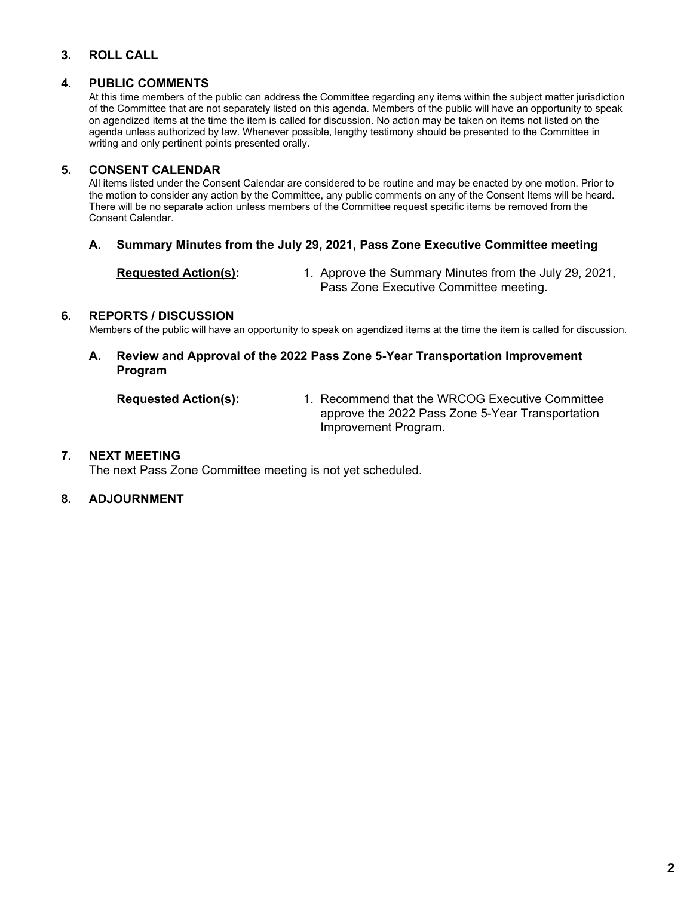## 3. ROLL CALL

## 4. PUBLIC COMMENTS

At this time members of the public can address the Committee regarding any items within the subject matter jurisdiction of the Committee that are not separately listed on this agenda. Members of the public will have an opportunity to speak on agendized items at the time the item is called for discussion. No action may be taken on items not listed on the agenda unless authorized by law. Whenever possible, lengthy testimony should be presented to the Committee in writing and only pertinent points presented orally.

## 5. CONSENT CALENDAR

All items listed under the Consent Calendar are considered to be routine and may be enacted by one motion. Prior to the motion to consider any action by the Committee, any public comments on any of the Consent Items will be heard. There will be no separate action unless members of the Committee request specific items be removed from the Consent Calendar.

### A. Summary Minutes from the July 29, 2021, Pass Zone Executive Committee meeting

**Requested Action(s):**

1. Approve the Summary Minutes from the July 29, 2021, Pass Zone Executive Committee meeting.

## 6. REPORTS / DISCUSSION

Members of the public will have an opportunity to speak on agendized items at the time the item is called for discussion.

### A. Review and Approval of the 2022 Pass Zone 5-Year Transportation Improvement Program

**Requested Action(s):**

1. Recommend that the WRCOG Executive Committee approve the 2022 Pass Zone 5-Year Transportation Improvement Program.

## 7. NEXT MEETING

The next Pass Zone Committee meeting is not yet scheduled.

## 8. ADJOURNMENT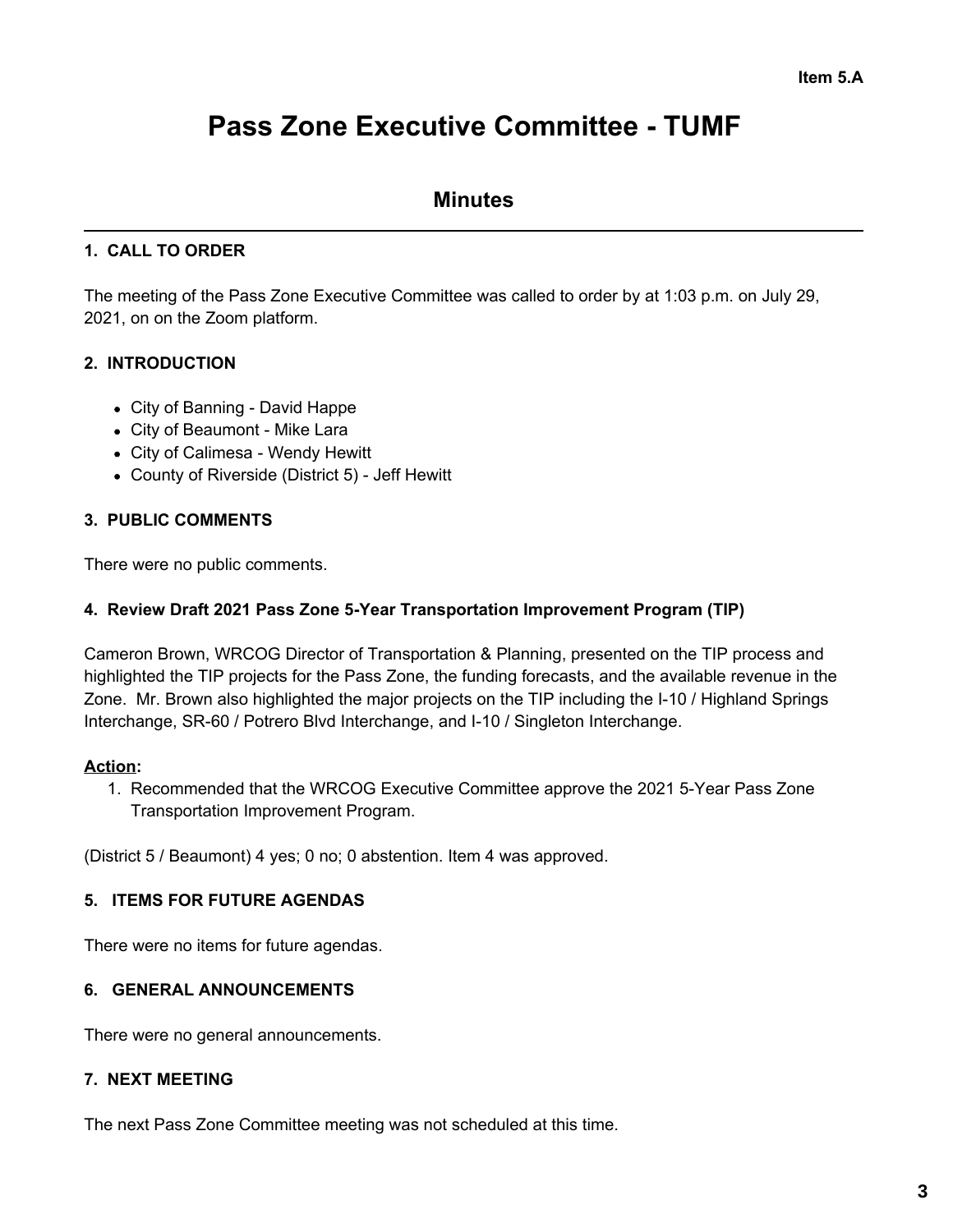Item 5.A

# Pass Zone Executive Committee - TUMF

## Minutes

### 1. CALL TO ORDER

The meeting of the Pass Zone Executive Committee was called to order by at 1:03 p.m. on July 29, 2021, on on the Zoom platform.

### 2. INTRODUCTION

- City of Banning - David Happe
- City of Beaumont - Mike Lara
- City of Calimesa - Wendy Hewitt
- County of Riverside (District 5) - Jeff Hewitt

### 3. PUBLIC COMMENTS

There were no public comments.

### 4. Review Draft 2021 Pass Zone 5-Year Transportation Improvement Program (TIP)

Cameron Brown, WRCOG Director of Transportation & Planning, presented on the TIP process and highlighted the TIP projects for the Pass Zone, the funding forecasts, and the available revenue in the Zone. Mr. Brown also highlighted the major projects on the TIP including the I-10 / Highland Springs Interchange, SR-60 / Potrero Blvd Interchange, and I-10 / Singleton Interchange.

**Action:**

1. Recommended that the WRCOG Executive Committee approve the 2021 5-Year Pass Zone Transportation Improvement Program.

(District 5 / Beaumont) 4 yes; 0 no; 0 abstention. Item 4 was approved.

### 5. ITEMS FOR FUTURE AGENDAS

There were no items for future agendas.

### 6. GENERAL ANNOUNCEMENTS

There were no general announcements.

### 7. NEXT MEETING

The next Pass Zone Committee meeting was not scheduled at this time.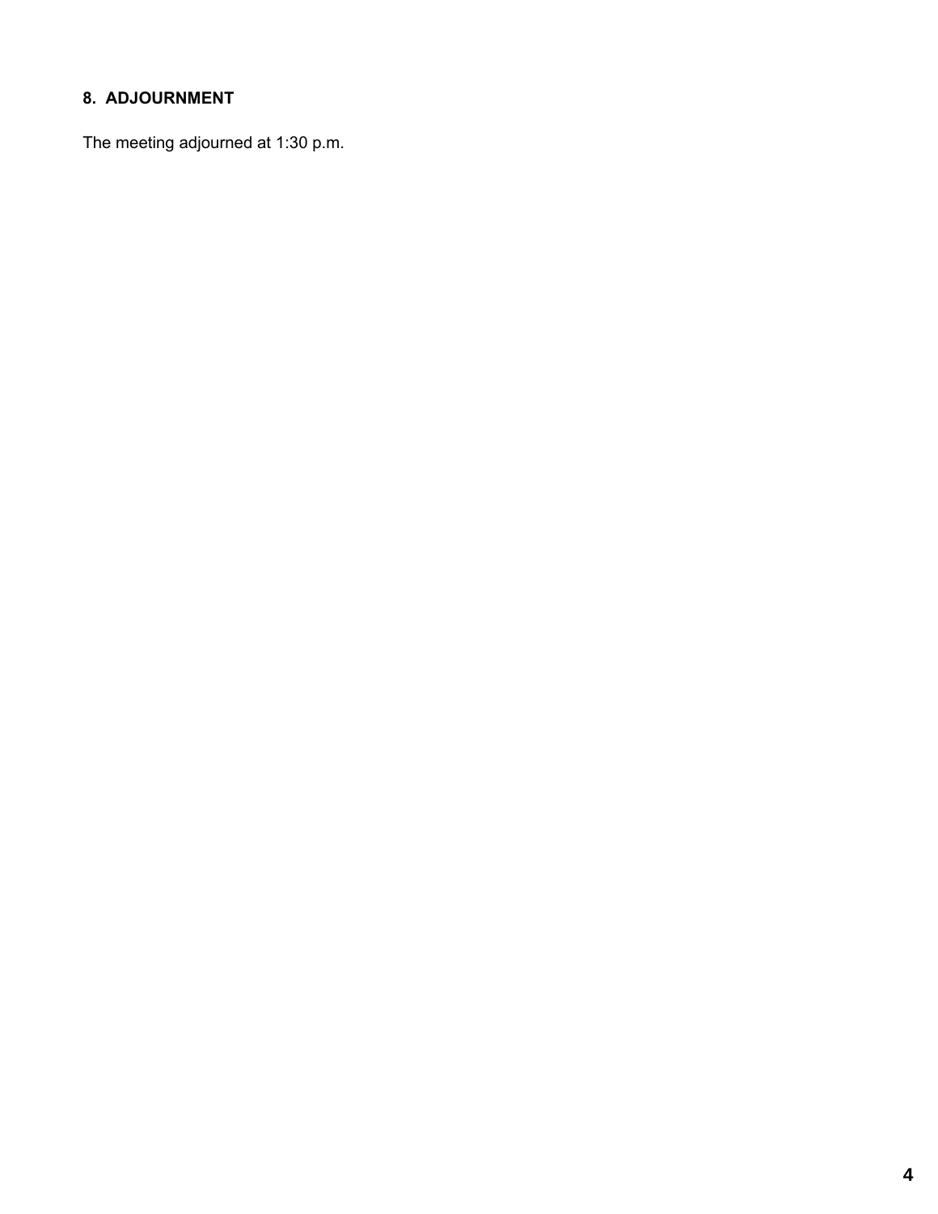## 8. ADJOURNMENT

The meeting adjourned at 1:30 p.m.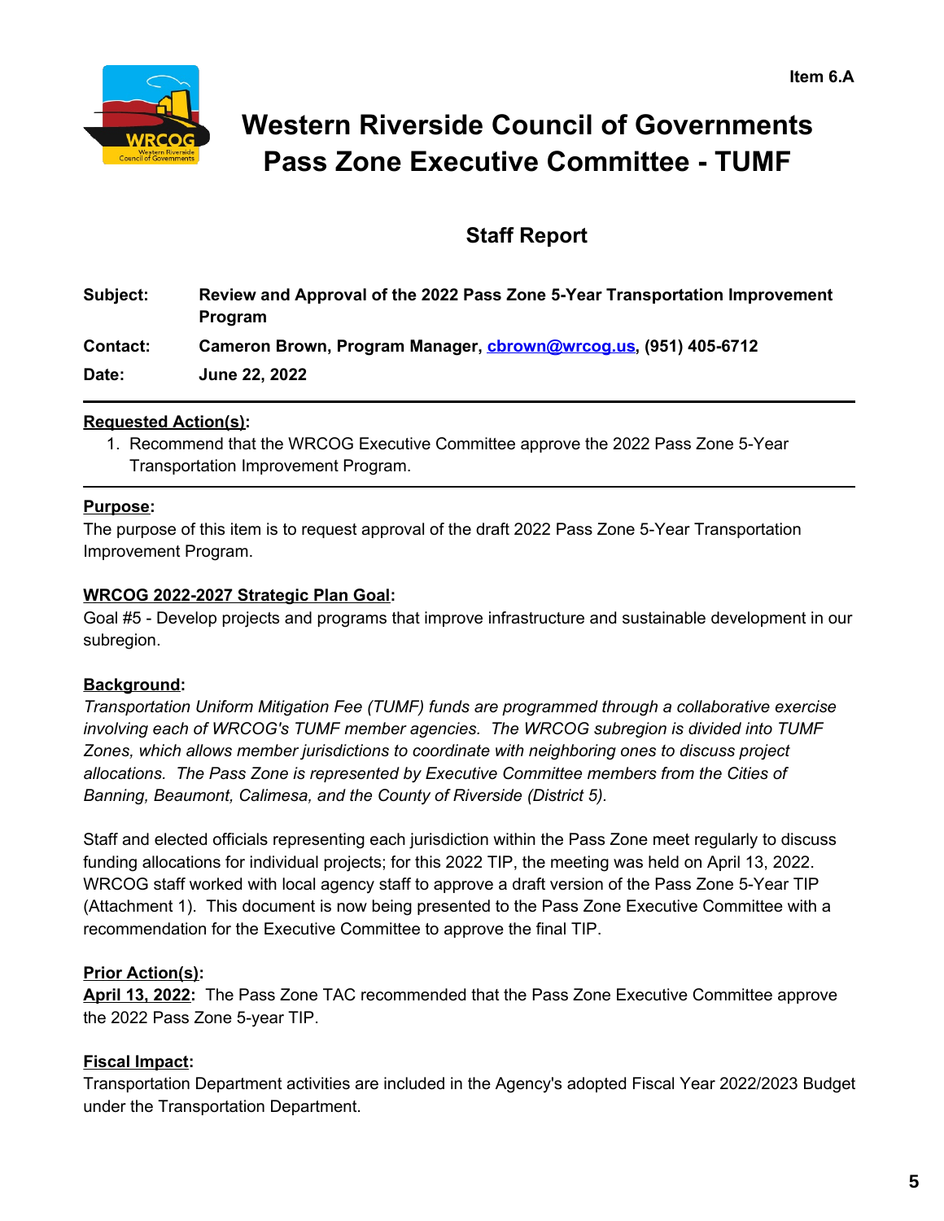Item 6.A

# Western Riverside Council of Governments
# Pass Zone Executive Committee - TUMF

## Staff Report

**Subject:** **Review and Approval of the 2022 Pass Zone 5-Year Transportation Improvement Program**

**Contact:** **Cameron Brown, Program Manager, [cbrown@wrcog.us](mailto:cbrown@wrcog.us), (951) 405-6712**

**Date:** **June 22, 2022**

---

**Requested Action(s):**

1. Recommend that the WRCOG Executive Committee approve the 2022 Pass Zone 5-Year Transportation Improvement Program.

---

**Purpose:**
The purpose of this item is to request approval of the draft 2022 Pass Zone 5-Year Transportation Improvement Program.

**WRCOG 2022-2027 Strategic Plan Goal:**
Goal #5 - Develop projects and programs that improve infrastructure and sustainable development in our subregion.

**Background:**
*Transportation Uniform Mitigation Fee (TUMF) funds are programmed through a collaborative exercise involving each of WRCOG's TUMF member agencies. The WRCOG subregion is divided into TUMF Zones, which allows member jurisdictions to coordinate with neighboring ones to discuss project allocations. The Pass Zone is represented by Executive Committee members from the Cities of Banning, Beaumont, Calimesa, and the County of Riverside (District 5).*

Staff and elected officials representing each jurisdiction within the Pass Zone meet regularly to discuss funding allocations for individual projects; for this 2022 TIP, the meeting was held on April 13, 2022. WRCOG staff worked with local agency staff to approve a draft version of the Pass Zone 5-Year TIP (Attachment 1). This document is now being presented to the Pass Zone Executive Committee with a recommendation for the Executive Committee to approve the final TIP.

**Prior Action(s):**
**April 13, 2022:** The Pass Zone TAC recommended that the Pass Zone Executive Committee approve the 2022 Pass Zone 5-year TIP.

**Fiscal Impact:**
Transportation Department activities are included in the Agency's adopted Fiscal Year 2022/2023 Budget under the Transportation Department.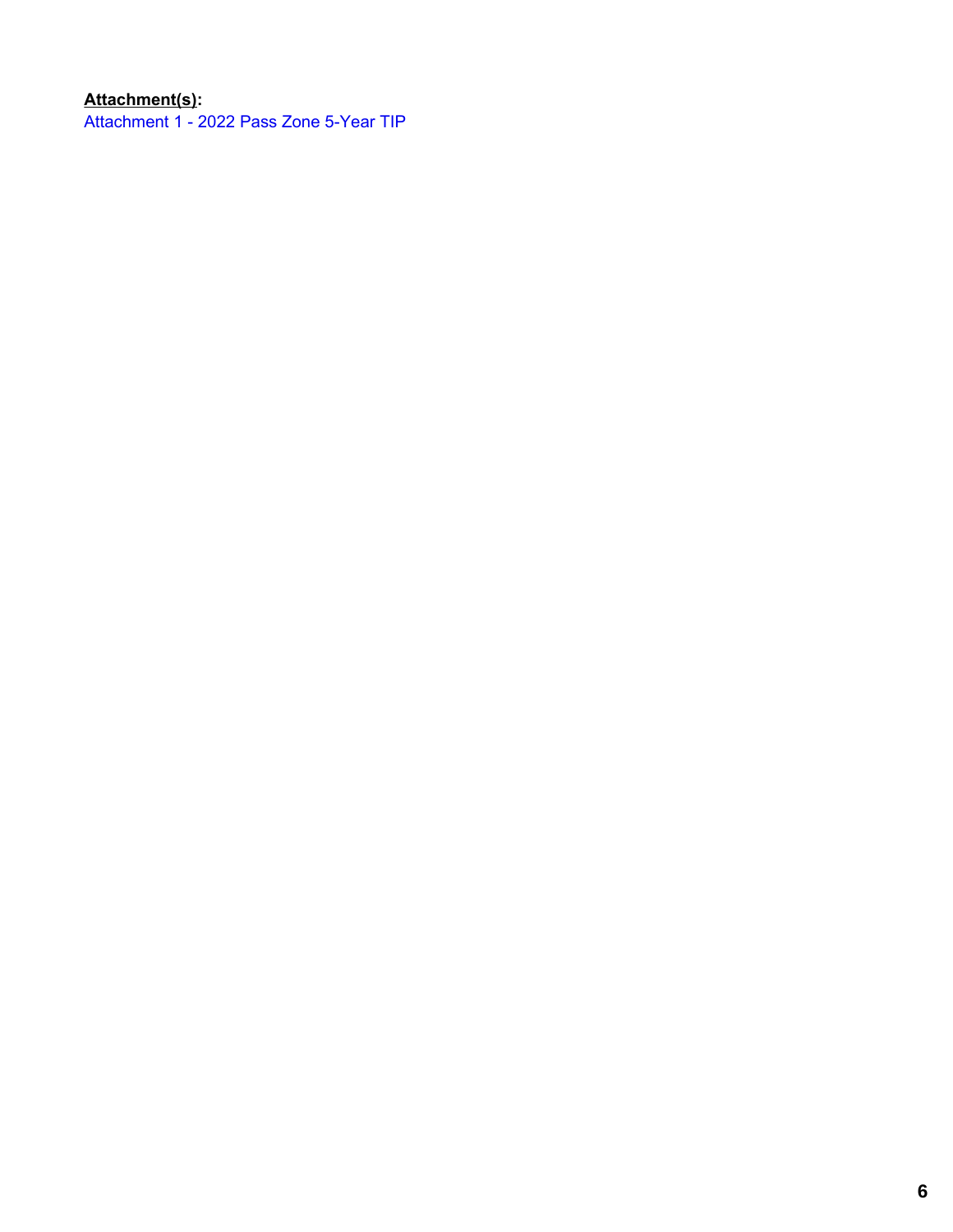**Attachment(s):**

Attachment 1 - 2022 Pass Zone 5-Year TIP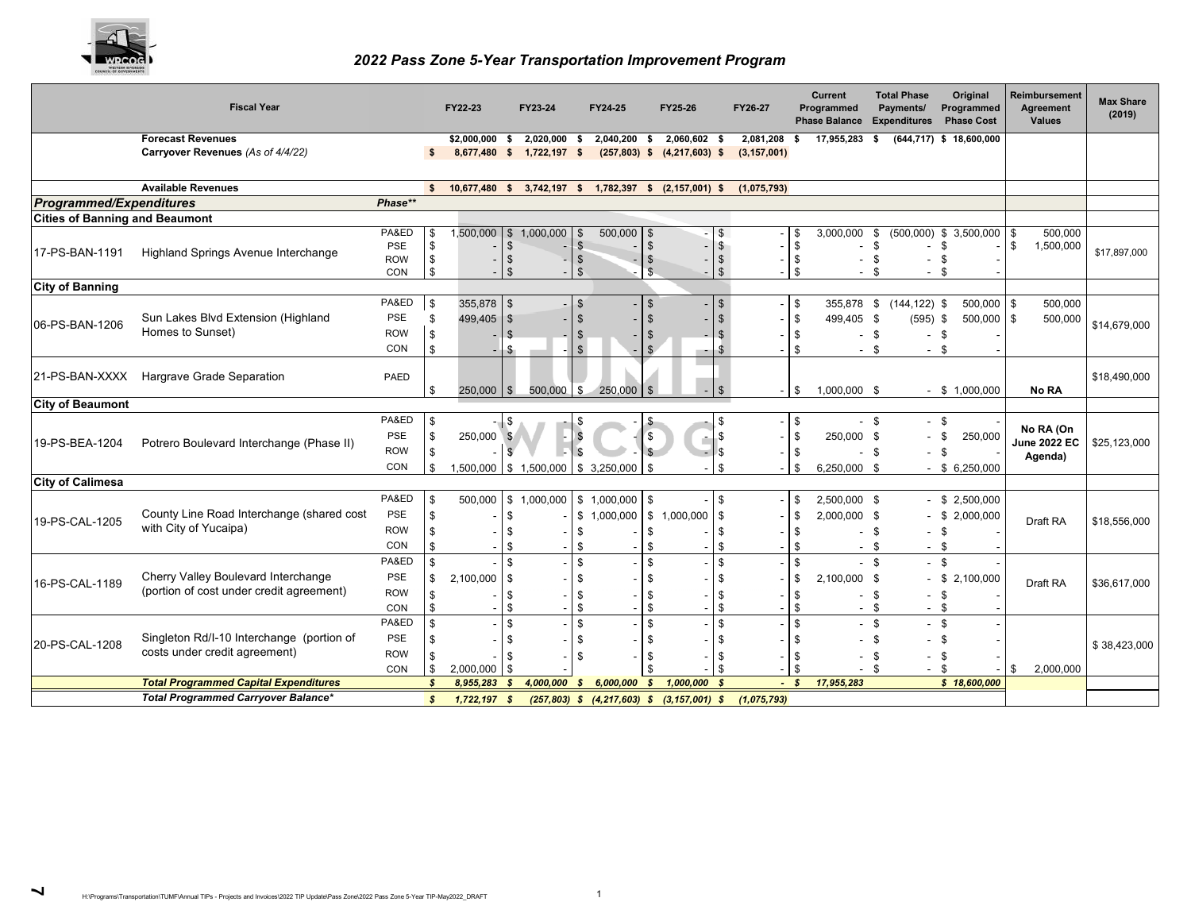# 2022 Pass Zone 5-Year Transportation Improvement Program

| | Fiscal Year | | FY22-23 | FY23-24 | FY24-25 | FY25-26 | FY26-27 | Current Programmed Phase Balance | Total Phase Payments/ Expenditures | Original Programmed Phase Cost | Reimbursement Agreement Values | Max Share (2019) |
|---|---|---|---|---|---|---|---|---|---|---|---|---|
| | **Forecast Revenues** | | $2,000,000 | $ 2,020,000 | $ 2,040,200 | $ 2,060,602 | $ 2,081,208 | $ 17,955,283 | $ (644,717) | $ 18,600,000 | | |
| | **Carryover Revenues** *(As of 4/4/22)* | | $ 8,677,480 | $ 1,722,197 | $ (257,803) | $ (4,217,603) | $ (3,157,001) | | | | | |
| | **Available Revenues** | | $ 10,677,480 | $ 3,742,197 | $ 1,782,397 | $ (2,157,001) | $ (1,075,793) | | | | | |
| ***Programmed/Expenditures*** | | ***Phase\*\**** | | | | | | | | | | |
| **Cities of Banning and Beaumont** | | | | | | | | | | | | |
| 17-PS-BAN-1191 | Highland Springs Avenue Interchange | PA&ED | $ 1,500,000 | $ 1,000,000 | $ 500,000 | $ - | $ - | $ 3,000,000 | $ (500,000) | $ 3,500,000 | $ 500,000 | $17,897,000 |
| | | PSE | $ - | $ - | $ - | $ - | $ - | $ - | $ - | $ - | $ 1,500,000 | |
| | | ROW | $ - | $ - | $ - | $ - | $ - | $ - | $ - | $ - | | |
| | | CON | $ - | $ - | $ - | $ - | $ - | $ - | $ - | $ - | | |
| **City of Banning** | | | | | | | | | | | | |
| 06-PS-BAN-1206 | Sun Lakes Blvd Extension (Highland Homes to Sunset) | PA&ED | $ 355,878 | $ - | $ - | $ - | $ - | $ 355,878 | $ (144,122) | $ 500,000 | $ 500,000 | $14,679,000 |
| | | PSE | $ 499,405 | $ - | $ - | $ - | $ - | $ 499,405 | $ (595) | $ 500,000 | $ 500,000 | |
| | | ROW | $ - | $ - | $ - | $ - | $ - | $ - | $ - | $ - | | |
| | | CON | $ - | $ - | $ - | $ - | $ - | $ - | $ - | $ - | | |
| 21-PS-BAN-XXXX | Hargrave Grade Separation | PAED | $ 250,000 | $ 500,000 | $ 250,000 | $ - | $ - | $ 1,000,000 | $ - | $ 1,000,000 | **No RA** | $18,490,000 |
| **City of Beaumont** | | | | | | | | | | | | |
| 19-PS-BEA-1204 | Potrero Boulevard Interchange (Phase II) | PA&ED | $ - | $ - | $ - | $ - | $ - | $ - | $ - | $ - | **No RA (On June 2022 EC Agenda)** | $25,123,000 |
| | | PSE | $ 250,000 | $ - | $ - | $ - | $ - | $ 250,000 | $ - | $ 250,000 | | |
| | | ROW | $ - | $ - | $ - | $ - | $ - | $ - | $ - | $ - | | |
| | | CON | $ 1,500,000 | $ 1,500,000 | $ 3,250,000 | $ - | $ - | $ 6,250,000 | $ - | $ 6,250,000 | | |
| **City of Calimesa** | | | | | | | | | | | | |
| 19-PS-CAL-1205 | County Line Road Interchange (shared cost with City of Yucaipa) | PA&ED | $ 500,000 | $ 1,000,000 | $ 1,000,000 | $ - | $ - | $ 2,500,000 | $ - | $ 2,500,000 | Draft RA | $18,556,000 |
| | | PSE | $ - | $ - | $ 1,000,000 | $ 1,000,000 | $ - | $ 2,000,000 | $ - | $ 2,000,000 | | |
| | | ROW | $ - | $ - | $ - | $ - | $ - | $ - | $ - | $ - | | |
| | | CON | $ - | $ - | $ - | $ - | $ - | $ - | $ - | $ - | | |
| 16-PS-CAL-1189 | Cherry Valley Boulevard Interchange (portion of cost under credit agreement) | PA&ED | $ - | $ - | $ - | $ - | $ - | $ - | $ - | $ - | Draft RA | $36,617,000 |
| | | PSE | $ 2,100,000 | $ - | $ - | $ - | $ - | $ 2,100,000 | $ - | $ 2,100,000 | | |
| | | ROW | $ - | $ - | $ - | $ - | $ - | $ - | $ - | $ - | | |
| | | CON | $ - | $ - | $ - | $ - | $ - | $ - | $ - | $ - | | |
| 20-PS-CAL-1208 | Singleton Rd/I-10 Interchange (portion of costs under credit agreement) | PA&ED | $ - | $ - | $ - | $ - | $ - | $ - | $ - | $ - | | $ 38,423,000 |
| | | PSE | $ - | $ - | $ - | $ - | $ - | $ - | $ - | $ - | | |
| | | ROW | $ - | $ - | $ - | $ - | $ - | $ - | $ - | $ - | | |
| | | CON | $ 2,000,000 | $ - | | $ - | $ - | $ - | $ - | $ - | $ 2,000,000 | |
| | ***Total Programmed Capital Expenditures*** | | ***$ 8,955,283*** | ***$ 4,000,000*** | ***$ 6,000,000*** | ***$ 1,000,000*** | ***$ -*** | ***$ 17,955,283*** | | ***$ 18,600,000*** | | |
| | ***Total Programmed Carryover Balance\**** | | ***$ 1,722,197*** | ***$ (257,803)*** | ***$ (4,217,603)*** | ***$ (3,157,001)*** | ***$ (1,075,793)*** | | | | | |

H:\Programs\Transportation\TUMF\Annual TIPs - Projects and Invoices\2022 TIP Update\Pass Zone\2022 Pass Zone 5-Year TIP-May2022_DRAFT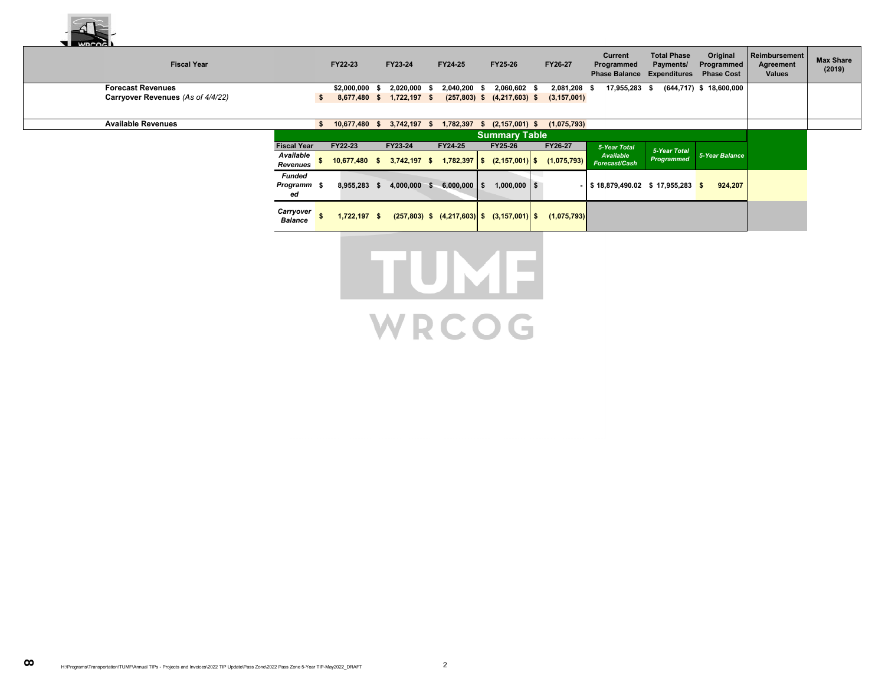| Fiscal Year | FY22-23 | FY23-24 | FY24-25 | FY25-26 | FY26-27 | Current Programmed Phase Balance | Total Phase Payments/ Expenditures | Original Programmed Phase Cost | Reimbursement Agreement Values | Max Share (2019) |
|---|---|---|---|---|---|---|---|---|---|---|
| **Forecast Revenues** | $2,000,000 | $ 2,020,000 | $ 2,040,200 | $ 2,060,602 | $ 2,081,208 | $ 17,955,283 | $ (644,717) | $ 18,600,000 | | |
| **Carryover Revenues** *(As of 4/4/22)* | $ 8,677,480 | $ 1,722,197 | $ (257,803) | $ (4,217,603) | $ (3,157,001) | | | | | |
| **Available Revenues** | $ 10,677,480 | $ 3,742,197 | $ 1,782,397 | $ (2,157,001) | $ (1,075,793) | | | | | |

**Summary Table**

| Fiscal Year | FY22-23 | FY23-24 | FY24-25 | FY25-26 | FY26-27 | 5-Year Total Available Forecast/Cash | 5-Year Total Programmed | 5-Year Balance |
|---|---|---|---|---|---|---|---|---|
| *Available Revenues* | $ 10,677,480 | $ 3,742,197 | $ 1,782,397 | $ (2,157,001) | $ (1,075,793) | | | |
| *Funded Programmed* | $ 8,955,283 | $ 4,000,000 | $ 6,000,000 | $ 1,000,000 | $ - | $ 18,879,490.02 | $ 17,955,283 | $ 924,207 |
| *Carryover Balance* | $ 1,722,197 | $ (257,803) | $ (4,217,603) | $ (3,157,001) | $ (1,075,793) | | | |

TUMF
WRCOG

H:\Programs\Transportation\TUMF\Annual TIPs - Projects and Invoices\2022 TIP Update\Pass Zone\2022 Pass Zone 5-Year TIP-May2022_DRAFT